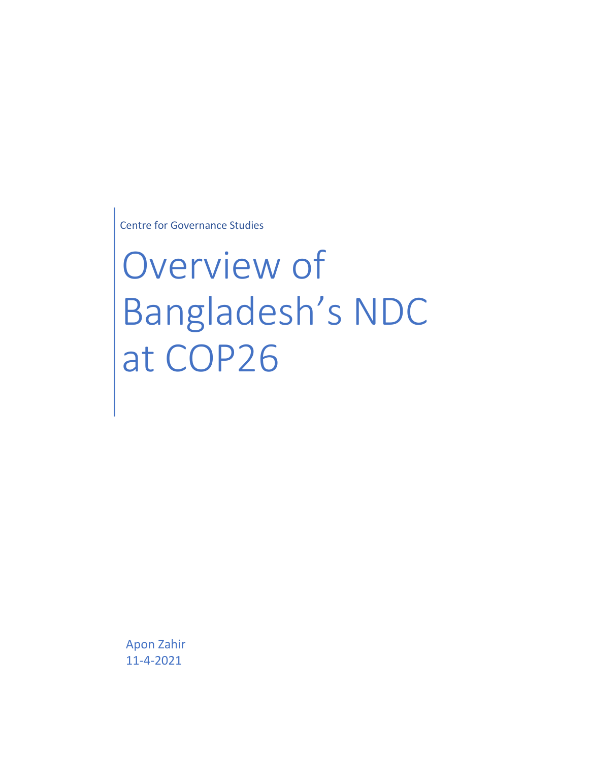Centre for Governance Studies

# Overview of Bangladesh’s NDC at COP26

Apon Zahir
11-4-2021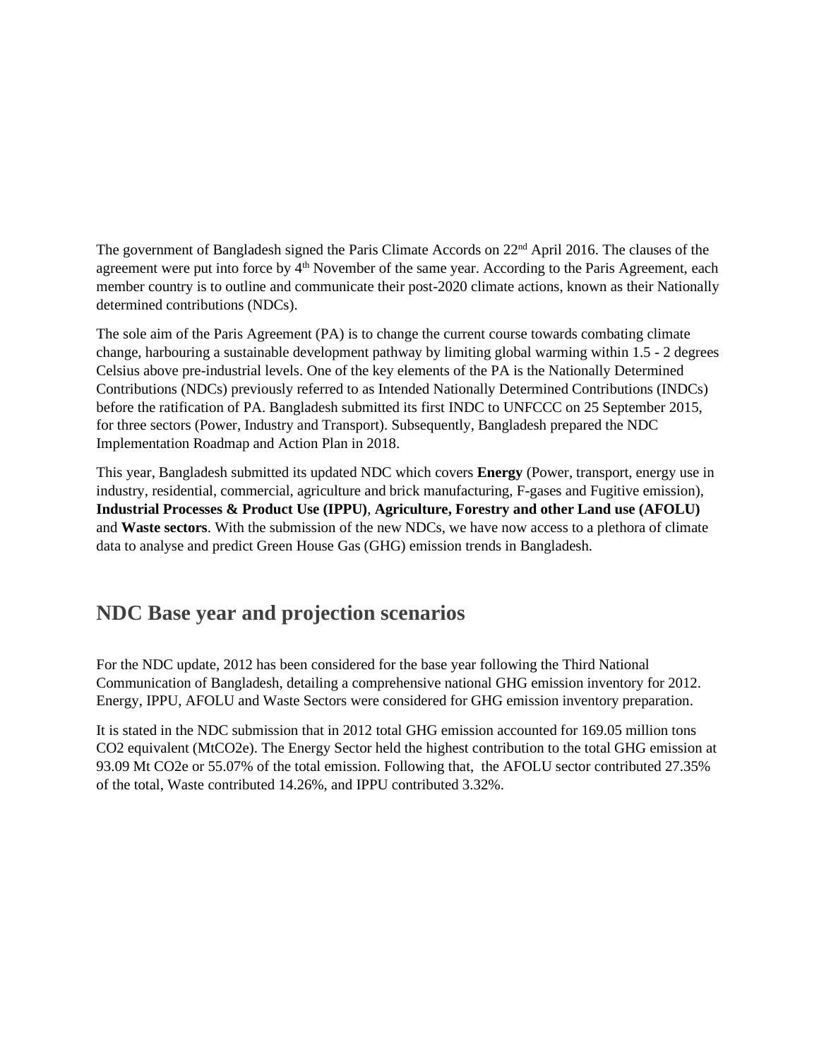The government of Bangladesh signed the Paris Climate Accords on 22nd April 2016. The clauses of the agreement were put into force by 4th November of the same year. According to the Paris Agreement, each member country is to outline and communicate their post-2020 climate actions, known as their Nationally determined contributions (NDCs).

The sole aim of the Paris Agreement (PA) is to change the current course towards combating climate change, harbouring a sustainable development pathway by limiting global warming within 1.5 - 2 degrees Celsius above pre-industrial levels. One of the key elements of the PA is the Nationally Determined Contributions (NDCs) previously referred to as Intended Nationally Determined Contributions (INDCs) before the ratification of PA. Bangladesh submitted its first INDC to UNFCCC on 25 September 2015, for three sectors (Power, Industry and Transport). Subsequently, Bangladesh prepared the NDC Implementation Roadmap and Action Plan in 2018.

This year, Bangladesh submitted its updated NDC which covers **Energy** (Power, transport, energy use in industry, residential, commercial, agriculture and brick manufacturing, F-gases and Fugitive emission), **Industrial Processes & Product Use (IPPU)**, **Agriculture, Forestry and other Land use (AFOLU)** and **Waste sectors**. With the submission of the new NDCs, we have now access to a plethora of climate data to analyse and predict Green House Gas (GHG) emission trends in Bangladesh.

## NDC Base year and projection scenarios

For the NDC update, 2012 has been considered for the base year following the Third National Communication of Bangladesh, detailing a comprehensive national GHG emission inventory for 2012. Energy, IPPU, AFOLU and Waste Sectors were considered for GHG emission inventory preparation.

It is stated in the NDC submission that in 2012 total GHG emission accounted for 169.05 million tons $CO_2$ equivalent (Mt$CO_2$e). The Energy Sector held the highest contribution to the total GHG emission at 93.09 Mt $CO_2$e or 55.07% of the total emission. Following that, the AFOLU sector contributed 27.35% of the total, Waste contributed 14.26%, and IPPU contributed 3.32%.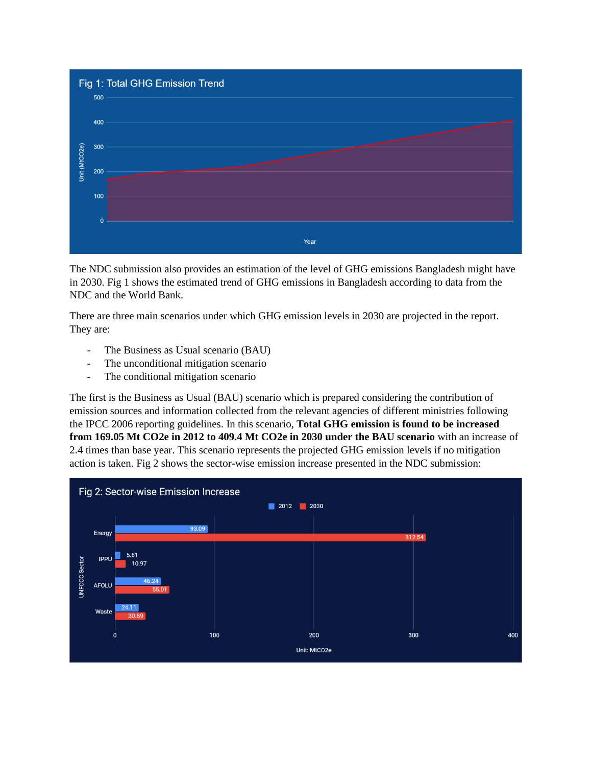Fig 1: Total GHG Emission Trend

The NDC submission also provides an estimation of the level of GHG emissions Bangladesh might have in 2030. Fig 1 shows the estimated trend of GHG emissions in Bangladesh according to data from the NDC and the World Bank.

There are three main scenarios under which GHG emission levels in 2030 are projected in the report. They are:

- The Business as Usual scenario (BAU)
- The unconditional mitigation scenario
- The conditional mitigation scenario

The first is the Business as Usual (BAU) scenario which is prepared considering the contribution of emission sources and information collected from the relevant agencies of different ministries following the IPCC 2006 reporting guidelines. In this scenario, **Total GHG emission is found to be increased from 169.05 Mt CO2e in 2012 to 409.4 Mt CO2e in 2030 under the BAU scenario** with an increase of 2.4 times than base year. This scenario represents the projected GHG emission levels if no mitigation action is taken. Fig 2 shows the sector-wise emission increase presented in the NDC submission:

Fig 2: Sector-wise Emission Increase

| UNFCCC Sector | 2012 | 2030 |
|---|---|---|
| Energy | 93.09 | 312.54 |
| IPPU | 5.61 | 10.97 |
| AFOLU | 46.24 | 55.01 |
| Waste | 24.11 | 30.89 |

Unit: MtCO2e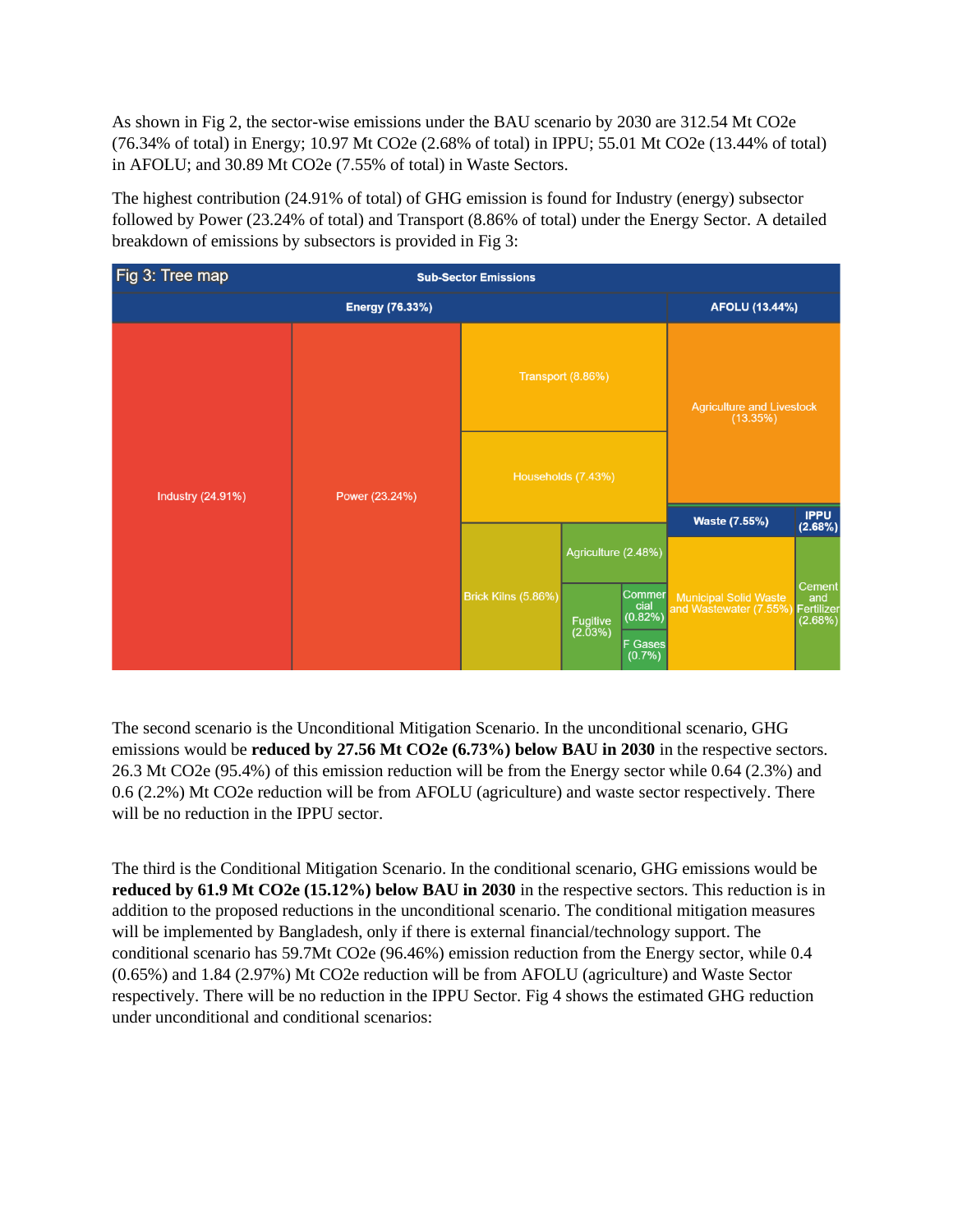As shown in Fig 2, the sector-wise emissions under the BAU scenario by 2030 are 312.54 Mt $CO_2$e (76.34% of total) in Energy; 10.97 Mt $CO_2$e (2.68% of total) in IPPU; 55.01 Mt $CO_2$e (13.44% of total) in AFOLU; and 30.89 Mt $CO_2$e (7.55% of total) in Waste Sectors.

The highest contribution (24.91% of total) of GHG emission is found for Industry (energy) subsector followed by Power (23.24% of total) and Transport (8.86% of total) under the Energy Sector. A detailed breakdown of emissions by subsectors is provided in Fig 3:

Fig 3: Tree map

Sub-Sector Emissions

- Energy (76.33%)
  - Industry (24.91%)
  - Power (23.24%)
  - Transport (8.86%)
  - Households (7.43%)
  - Brick Kilns (5.86%)
  - Agriculture (2.48%)
  - Fugitive (2.03%)
  - Commercial (0.82%)
  - F Gases (0.7%)
- AFOLU (13.44%)
  - Agriculture and Livestock (13.35%)
- Waste (7.55%)
  - Municipal Solid Waste and Wastewater (7.55%)
- IPPU (2.68%)
  - Cement and Fertilizer (2.68%)

The second scenario is the Unconditional Mitigation Scenario. In the unconditional scenario, GHG emissions would be **reduced by 27.56 Mt $CO_2$e (6.73%) below BAU in 2030** in the respective sectors. 26.3 Mt $CO_2$e (95.4%) of this emission reduction will be from the Energy sector while 0.64 (2.3%) and 0.6 (2.2%) Mt $CO_2$e reduction will be from AFOLU (agriculture) and waste sector respectively. There will be no reduction in the IPPU sector.

The third is the Conditional Mitigation Scenario. In the conditional scenario, GHG emissions would be **reduced by 61.9 Mt $CO_2$e (15.12%) below BAU in 2030** in the respective sectors. This reduction is in addition to the proposed reductions in the unconditional scenario. The conditional mitigation measures will be implemented by Bangladesh, only if there is external financial/technology support. The conditional scenario has 59.7Mt $CO_2$e (96.46%) emission reduction from the Energy sector, while 0.4 (0.65%) and 1.84 (2.97%) Mt $CO_2$e reduction will be from AFOLU (agriculture) and Waste Sector respectively. There will be no reduction in the IPPU Sector. Fig 4 shows the estimated GHG reduction under unconditional and conditional scenarios: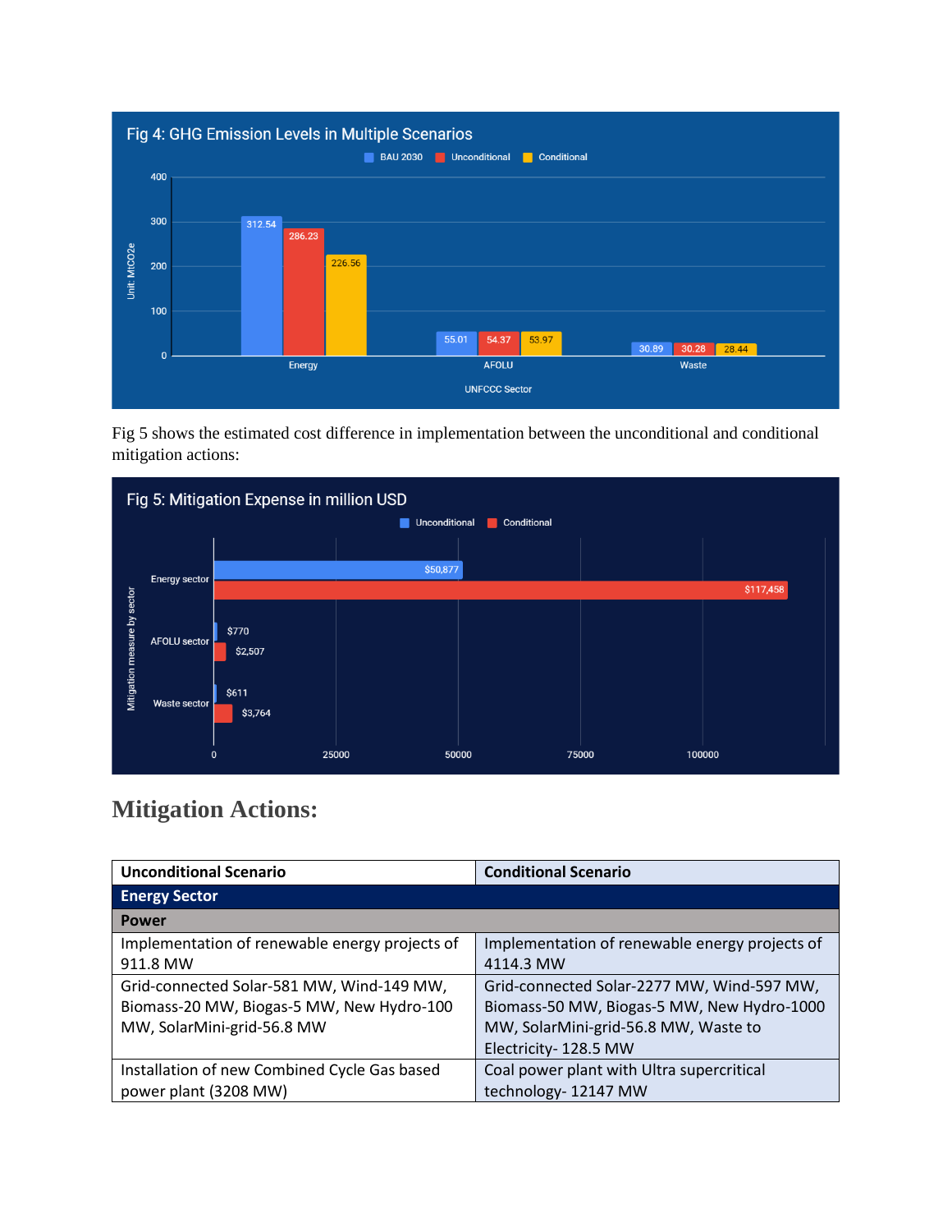Fig 4: GHG Emission Levels in Multiple Scenarios

| UNFCCC Sector | BAU 2030 | Unconditional | Conditional |
|---|---|---|---|
| Energy | 312.54 | 286.23 | 226.56 |
| AFOLU | 55.01 | 54.37 | 53.97 |
| Waste | 30.89 | 30.28 | 28.44 |

Unit: MtCO2e

Fig 5 shows the estimated cost difference in implementation between the unconditional and conditional mitigation actions:

Fig 5: Mitigation Expense in million USD

| Mitigation measure by sector | Unconditional | Conditional |
|---|---|---|
| Energy sector | $50,877 | $117,458 |
| AFOLU sector | $770 | $2,507 |
| Waste sector | $611 | $3,764 |

## Mitigation Actions:

| Unconditional Scenario | Conditional Scenario |
|---|---|
| **Energy Sector** | |
| **Power** | |
| Implementation of renewable energy projects of 911.8 MW | Implementation of renewable energy projects of 4114.3 MW |
| Grid-connected Solar-581 MW, Wind-149 MW, Biomass-20 MW, Biogas-5 MW, New Hydro-100 MW, SolarMini-grid-56.8 MW | Grid-connected Solar-2277 MW, Wind-597 MW, Biomass-50 MW, Biogas-5 MW, New Hydro-1000 MW, SolarMini-grid-56.8 MW, Waste to Electricity- 128.5 MW |
| Installation of new Combined Cycle Gas based power plant (3208 MW) | Coal power plant with Ultra supercritical technology- 12147 MW |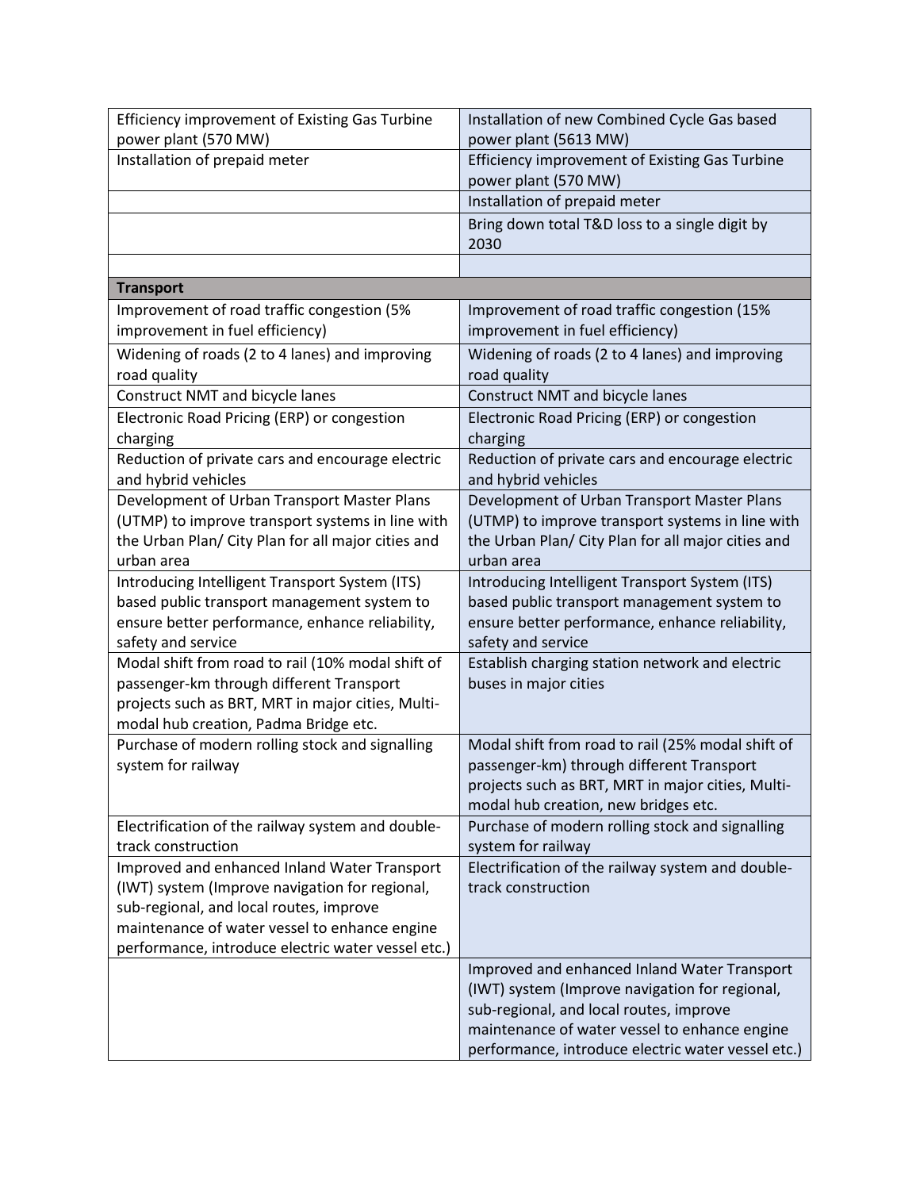| | |
|---|---|
| Efficiency improvement of Existing Gas Turbine power plant (570 MW) | Installation of new Combined Cycle Gas based power plant (5613 MW) |
| Installation of prepaid meter | Efficiency improvement of Existing Gas Turbine power plant (570 MW) |
| | Installation of prepaid meter |
| | Bring down total T&D loss to a single digit by 2030 |
| | |
| **Transport** | |
| Improvement of road traffic congestion (5% improvement in fuel efficiency) | Improvement of road traffic congestion (15% improvement in fuel efficiency) |
| Widening of roads (2 to 4 lanes) and improving road quality | Widening of roads (2 to 4 lanes) and improving road quality |
| Construct NMT and bicycle lanes | Construct NMT and bicycle lanes |
| Electronic Road Pricing (ERP) or congestion charging | Electronic Road Pricing (ERP) or congestion charging |
| Reduction of private cars and encourage electric and hybrid vehicles | Reduction of private cars and encourage electric and hybrid vehicles |
| Development of Urban Transport Master Plans (UTMP) to improve transport systems in line with the Urban Plan/ City Plan for all major cities and urban area | Development of Urban Transport Master Plans (UTMP) to improve transport systems in line with the Urban Plan/ City Plan for all major cities and urban area |
| Introducing Intelligent Transport System (ITS) based public transport management system to ensure better performance, enhance reliability, safety and service | Introducing Intelligent Transport System (ITS) based public transport management system to ensure better performance, enhance reliability, safety and service |
| Modal shift from road to rail (10% modal shift of passenger-km through different Transport projects such as BRT, MRT in major cities, Multi-modal hub creation, Padma Bridge etc. | Establish charging station network and electric buses in major cities |
| Purchase of modern rolling stock and signalling system for railway | Modal shift from road to rail (25% modal shift of passenger-km) through different Transport projects such as BRT, MRT in major cities, Multi-modal hub creation, new bridges etc. |
| Electrification of the railway system and double-track construction | Purchase of modern rolling stock and signalling system for railway |
| Improved and enhanced Inland Water Transport (IWT) system (Improve navigation for regional, sub-regional, and local routes, improve maintenance of water vessel to enhance engine performance, introduce electric water vessel etc.) | Electrification of the railway system and double-track construction |
| | Improved and enhanced Inland Water Transport (IWT) system (Improve navigation for regional, sub-regional, and local routes, improve maintenance of water vessel to enhance engine performance, introduce electric water vessel etc.) |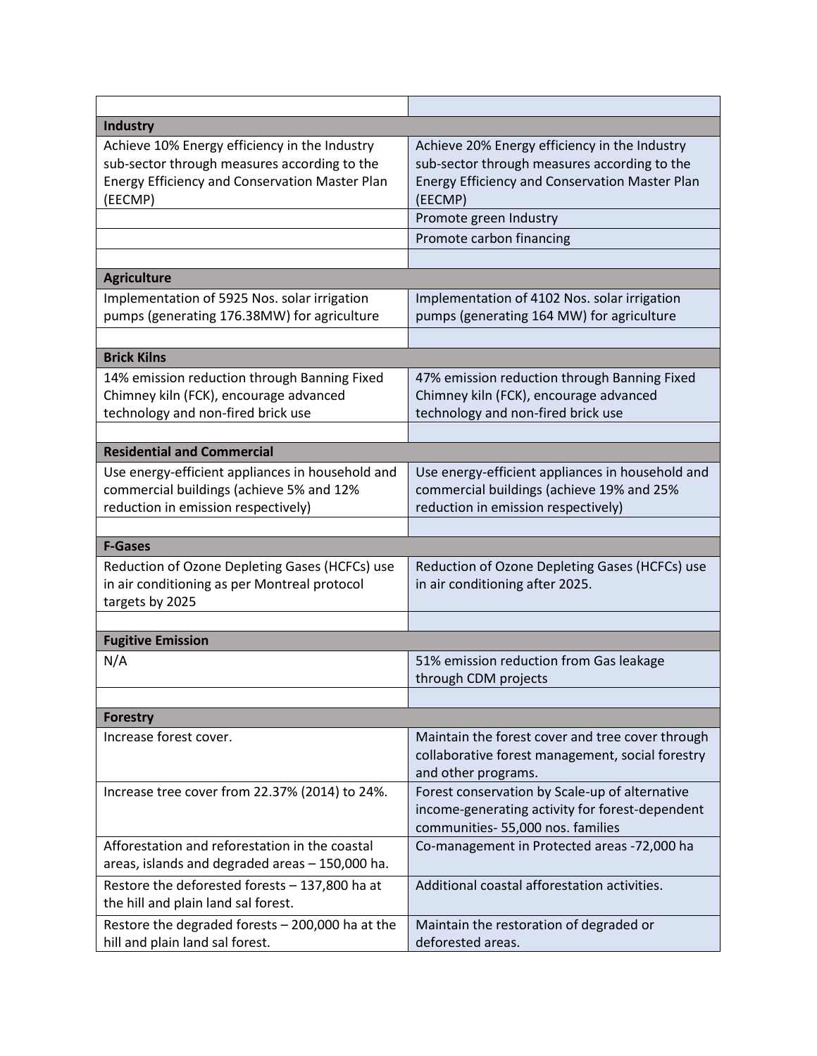| | |
|---|---|
| **Industry** | |
| Achieve 10% Energy efficiency in the Industry sub-sector through measures according to the Energy Efficiency and Conservation Master Plan (EECMP) | Achieve 20% Energy efficiency in the Industry sub-sector through measures according to the Energy Efficiency and Conservation Master Plan (EECMP) |
| | Promote green Industry |
| | Promote carbon financing |
| | |
| **Agriculture** | |
| Implementation of 5925 Nos. solar irrigation pumps (generating 176.38MW) for agriculture | Implementation of 4102 Nos. solar irrigation pumps (generating 164 MW) for agriculture |
| | |
| **Brick Kilns** | |
| 14% emission reduction through Banning Fixed Chimney kiln (FCK), encourage advanced technology and non-fired brick use | 47% emission reduction through Banning Fixed Chimney kiln (FCK), encourage advanced technology and non-fired brick use |
| | |
| **Residential and Commercial** | |
| Use energy-efficient appliances in household and commercial buildings (achieve 5% and 12% reduction in emission respectively) | Use energy-efficient appliances in household and commercial buildings (achieve 19% and 25% reduction in emission respectively) |
| | |
| **F-Gases** | |
| Reduction of Ozone Depleting Gases (HCFCs) use in air conditioning as per Montreal protocol targets by 2025 | Reduction of Ozone Depleting Gases (HCFCs) use in air conditioning after 2025. |
| | |
| **Fugitive Emission** | |
| N/A | 51% emission reduction from Gas leakage through CDM projects |
| | |
| **Forestry** | |
| Increase forest cover. | Maintain the forest cover and tree cover through collaborative forest management, social forestry and other programs. |
| Increase tree cover from 22.37% (2014) to 24%. | Forest conservation by Scale-up of alternative income-generating activity for forest-dependent communities- 55,000 nos. families |
| Afforestation and reforestation in the coastal areas, islands and degraded areas – 150,000 ha. | Co-management in Protected areas -72,000 ha |
| Restore the deforested forests – 137,800 ha at the hill and plain land sal forest. | Additional coastal afforestation activities. |
| Restore the degraded forests – 200,000 ha at the hill and plain land sal forest. | Maintain the restoration of degraded or deforested areas. |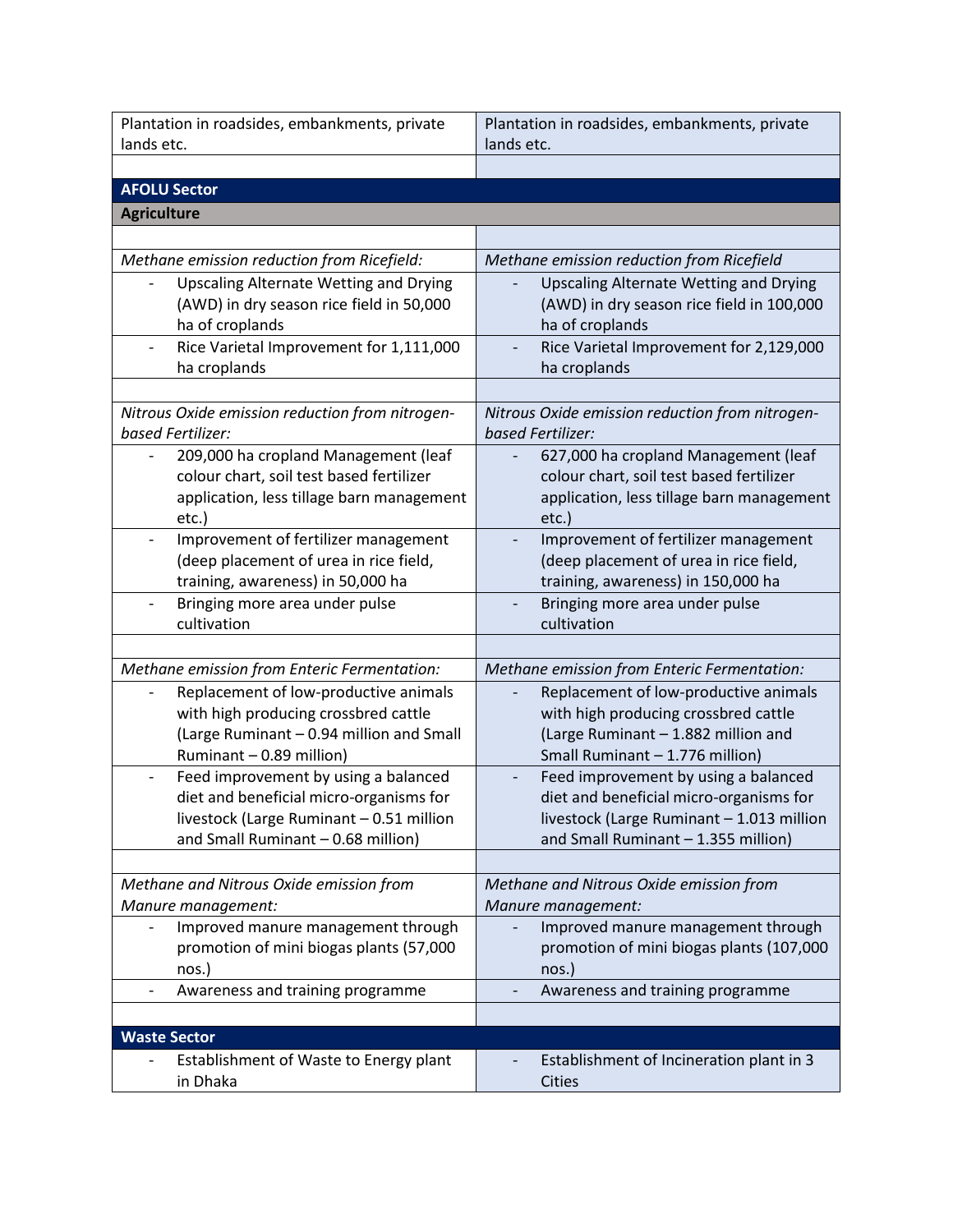| | |
|---|---|
| Plantation in roadsides, embankments, private lands etc. | Plantation in roadsides, embankments, private lands etc. |
| | |
| **AFOLU Sector** | |
| **Agriculture** | |
| | |
| *Methane emission reduction from Ricefield:* | *Methane emission reduction from Ricefield* |
| - Upscaling Alternate Wetting and Drying (AWD) in dry season rice field in 50,000 ha of croplands | - Upscaling Alternate Wetting and Drying (AWD) in dry season rice field in 100,000 ha of croplands |
| - Rice Varietal Improvement for 1,111,000 ha croplands | - Rice Varietal Improvement for 2,129,000 ha croplands |
| | |
| *Nitrous Oxide emission reduction from nitrogen-based Fertilizer:* | *Nitrous Oxide emission reduction from nitrogen-based Fertilizer:* |
| - 209,000 ha cropland Management (leaf colour chart, soil test based fertilizer application, less tillage barn management etc.) | - 627,000 ha cropland Management (leaf colour chart, soil test based fertilizer application, less tillage barn management etc.) |
| - Improvement of fertilizer management (deep placement of urea in rice field, training, awareness) in 50,000 ha | - Improvement of fertilizer management (deep placement of urea in rice field, training, awareness) in 150,000 ha |
| - Bringing more area under pulse cultivation | - Bringing more area under pulse cultivation |
| | |
| *Methane emission from Enteric Fermentation:* | *Methane emission from Enteric Fermentation:* |
| - Replacement of low-productive animals with high producing crossbred cattle (Large Ruminant – 0.94 million and Small Ruminant – 0.89 million) | - Replacement of low-productive animals with high producing crossbred cattle (Large Ruminant – 1.882 million and Small Ruminant – 1.776 million) |
| - Feed improvement by using a balanced diet and beneficial micro-organisms for livestock (Large Ruminant – 0.51 million and Small Ruminant – 0.68 million) | - Feed improvement by using a balanced diet and beneficial micro-organisms for livestock (Large Ruminant – 1.013 million and Small Ruminant – 1.355 million) |
| | |
| *Methane and Nitrous Oxide emission from Manure management:* | *Methane and Nitrous Oxide emission from Manure management:* |
| - Improved manure management through promotion of mini biogas plants (57,000 nos.) | - Improved manure management through promotion of mini biogas plants (107,000 nos.) |
| - Awareness and training programme | - Awareness and training programme |
| | |
| **Waste Sector** | |
| - Establishment of Waste to Energy plant in Dhaka | - Establishment of Incineration plant in 3 Cities |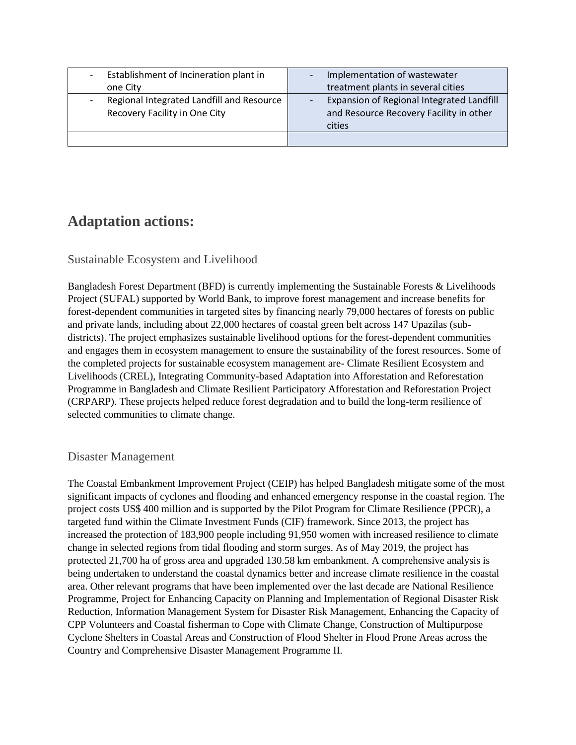| - Establishment of Incineration plant in one City | - Implementation of wastewater treatment plants in several cities |
|---|---|
| - Regional Integrated Landfill and Resource Recovery Facility in One City | - Expansion of Regional Integrated Landfill and Resource Recovery Facility in other cities |
| | |

# Adaptation actions:

## Sustainable Ecosystem and Livelihood

Bangladesh Forest Department (BFD) is currently implementing the Sustainable Forests & Livelihoods Project (SUFAL) supported by World Bank, to improve forest management and increase benefits for forest-dependent communities in targeted sites by financing nearly 79,000 hectares of forests on public and private lands, including about 22,000 hectares of coastal green belt across 147 Upazilas (sub-districts). The project emphasizes sustainable livelihood options for the forest-dependent communities and engages them in ecosystem management to ensure the sustainability of the forest resources. Some of the completed projects for sustainable ecosystem management are- Climate Resilient Ecosystem and Livelihoods (CREL), Integrating Community-based Adaptation into Afforestation and Reforestation Programme in Bangladesh and Climate Resilient Participatory Afforestation and Reforestation Project (CRPARP). These projects helped reduce forest degradation and to build the long-term resilience of selected communities to climate change.

## Disaster Management

The Coastal Embankment Improvement Project (CEIP) has helped Bangladesh mitigate some of the most significant impacts of cyclones and flooding and enhanced emergency response in the coastal region. The project costs US$ 400 million and is supported by the Pilot Program for Climate Resilience (PPCR), a targeted fund within the Climate Investment Funds (CIF) framework. Since 2013, the project has increased the protection of 183,900 people including 91,950 women with increased resilience to climate change in selected regions from tidal flooding and storm surges. As of May 2019, the project has protected 21,700 ha of gross area and upgraded 130.58 km embankment. A comprehensive analysis is being undertaken to understand the coastal dynamics better and increase climate resilience in the coastal area. Other relevant programs that have been implemented over the last decade are National Resilience Programme, Project for Enhancing Capacity on Planning and Implementation of Regional Disaster Risk Reduction, Information Management System for Disaster Risk Management, Enhancing the Capacity of CPP Volunteers and Coastal fisherman to Cope with Climate Change, Construction of Multipurpose Cyclone Shelters in Coastal Areas and Construction of Flood Shelter in Flood Prone Areas across the Country and Comprehensive Disaster Management Programme II.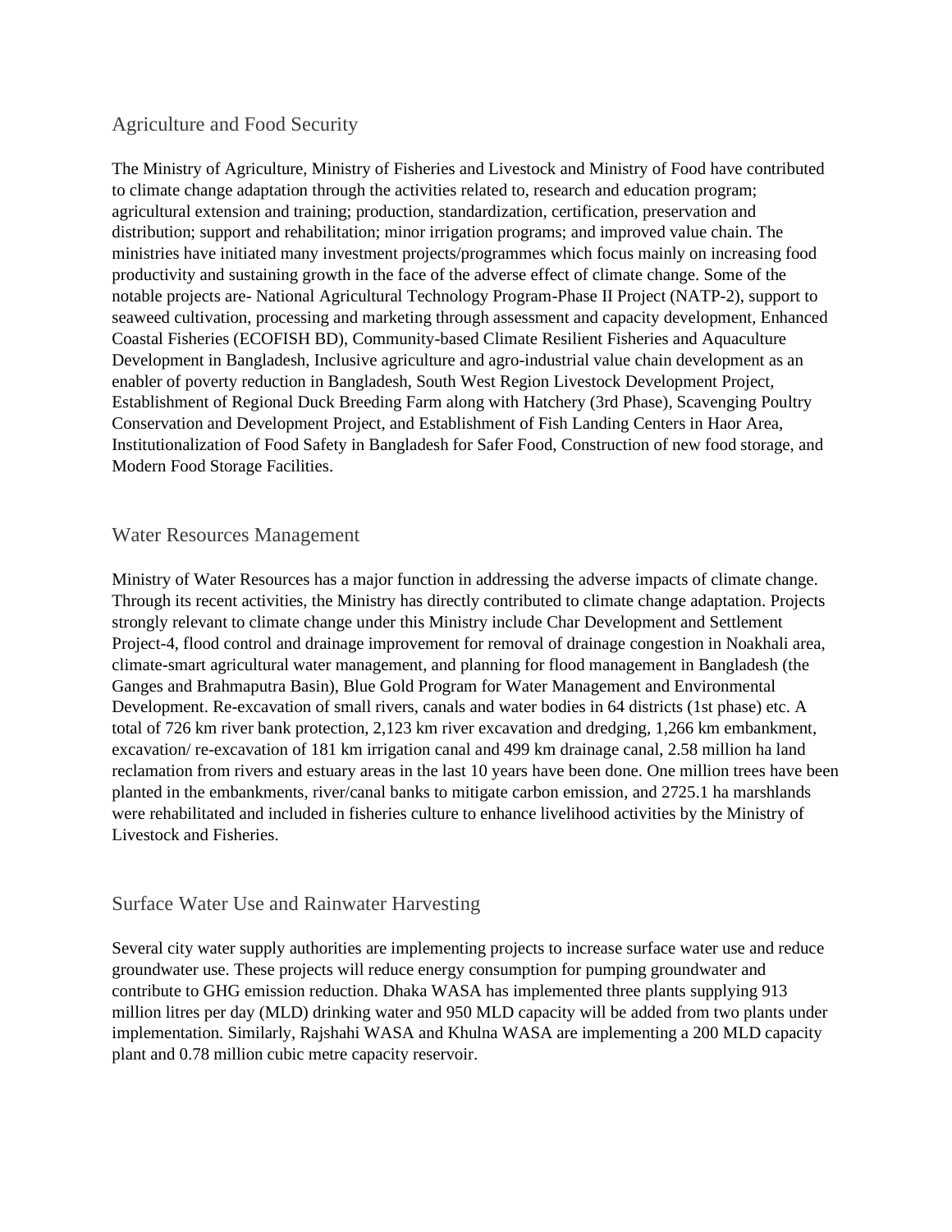## Agriculture and Food Security

The Ministry of Agriculture, Ministry of Fisheries and Livestock and Ministry of Food have contributed to climate change adaptation through the activities related to, research and education program; agricultural extension and training; production, standardization, certification, preservation and distribution; support and rehabilitation; minor irrigation programs; and improved value chain. The ministries have initiated many investment projects/programmes which focus mainly on increasing food productivity and sustaining growth in the face of the adverse effect of climate change. Some of the notable projects are- National Agricultural Technology Program-Phase II Project (NATP-2), support to seaweed cultivation, processing and marketing through assessment and capacity development, Enhanced Coastal Fisheries (ECOFISH BD), Community-based Climate Resilient Fisheries and Aquaculture Development in Bangladesh, Inclusive agriculture and agro-industrial value chain development as an enabler of poverty reduction in Bangladesh, South West Region Livestock Development Project, Establishment of Regional Duck Breeding Farm along with Hatchery (3rd Phase), Scavenging Poultry Conservation and Development Project, and Establishment of Fish Landing Centers in Haor Area, Institutionalization of Food Safety in Bangladesh for Safer Food, Construction of new food storage, and Modern Food Storage Facilities.

## Water Resources Management

Ministry of Water Resources has a major function in addressing the adverse impacts of climate change. Through its recent activities, the Ministry has directly contributed to climate change adaptation. Projects strongly relevant to climate change under this Ministry include Char Development and Settlement Project-4, flood control and drainage improvement for removal of drainage congestion in Noakhali area, climate-smart agricultural water management, and planning for flood management in Bangladesh (the Ganges and Brahmaputra Basin), Blue Gold Program for Water Management and Environmental Development. Re-excavation of small rivers, canals and water bodies in 64 districts (1st phase) etc. A total of 726 km river bank protection, 2,123 km river excavation and dredging, 1,266 km embankment, excavation/ re-excavation of 181 km irrigation canal and 499 km drainage canal, 2.58 million ha land reclamation from rivers and estuary areas in the last 10 years have been done. One million trees have been planted in the embankments, river/canal banks to mitigate carbon emission, and 2725.1 ha marshlands were rehabilitated and included in fisheries culture to enhance livelihood activities by the Ministry of Livestock and Fisheries.

## Surface Water Use and Rainwater Harvesting

Several city water supply authorities are implementing projects to increase surface water use and reduce groundwater use. These projects will reduce energy consumption for pumping groundwater and contribute to GHG emission reduction. Dhaka WASA has implemented three plants supplying 913 million litres per day (MLD) drinking water and 950 MLD capacity will be added from two plants under implementation. Similarly, Rajshahi WASA and Khulna WASA are implementing a 200 MLD capacity plant and 0.78 million cubic metre capacity reservoir.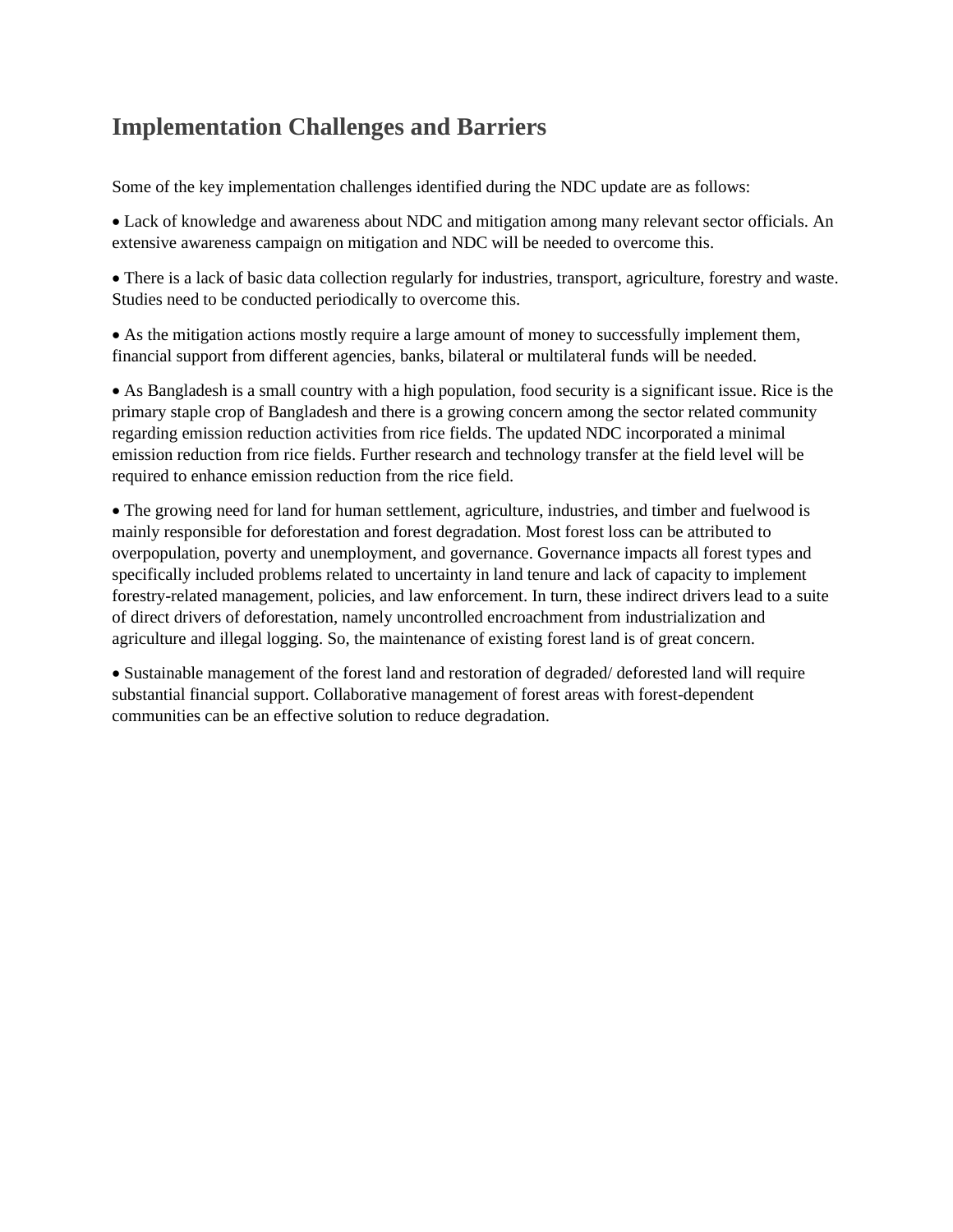## Implementation Challenges and Barriers

Some of the key implementation challenges identified during the NDC update are as follows:

- Lack of knowledge and awareness about NDC and mitigation among many relevant sector officials. An extensive awareness campaign on mitigation and NDC will be needed to overcome this.

- There is a lack of basic data collection regularly for industries, transport, agriculture, forestry and waste. Studies need to be conducted periodically to overcome this.

- As the mitigation actions mostly require a large amount of money to successfully implement them, financial support from different agencies, banks, bilateral or multilateral funds will be needed.

- As Bangladesh is a small country with a high population, food security is a significant issue. Rice is the primary staple crop of Bangladesh and there is a growing concern among the sector related community regarding emission reduction activities from rice fields. The updated NDC incorporated a minimal emission reduction from rice fields. Further research and technology transfer at the field level will be required to enhance emission reduction from the rice field.

- The growing need for land for human settlement, agriculture, industries, and timber and fuelwood is mainly responsible for deforestation and forest degradation. Most forest loss can be attributed to overpopulation, poverty and unemployment, and governance. Governance impacts all forest types and specifically included problems related to uncertainty in land tenure and lack of capacity to implement forestry-related management, policies, and law enforcement. In turn, these indirect drivers lead to a suite of direct drivers of deforestation, namely uncontrolled encroachment from industrialization and agriculture and illegal logging. So, the maintenance of existing forest land is of great concern.

- Sustainable management of the forest land and restoration of degraded/ deforested land will require substantial financial support. Collaborative management of forest areas with forest-dependent communities can be an effective solution to reduce degradation.